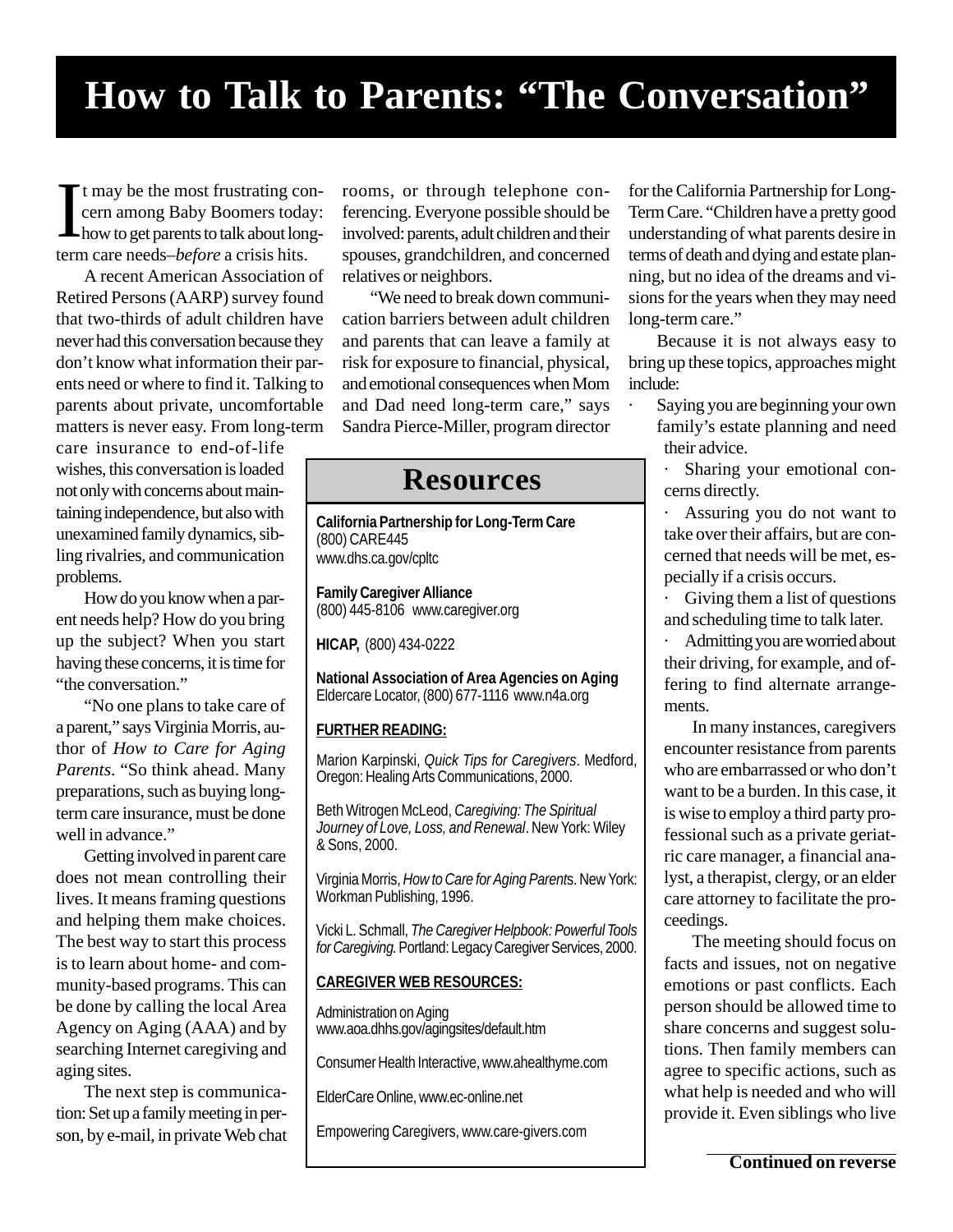# How to Talk to Parents: "The Conversation"

It may be the most frustrating concern among Baby Boomers today: how to get parents to talk about long-term care needs–*before* a crisis hits.

A recent American Association of Retired Persons (AARP) survey found that two-thirds of adult children have never had this conversation because they don't know what information their parents need or where to find it. Talking to parents about private, uncomfortable matters is never easy. From long-term care insurance to end-of-life wishes, this conversation is loaded not only with concerns about maintaining independence, but also with unexamined family dynamics, sibling rivalries, and communication problems.

How do you know when a parent needs help? How do you bring up the subject? When you start having these concerns, it is time for "the conversation."

"No one plans to take care of a parent," says Virginia Morris, author of *How to Care for Aging Parents*. "So think ahead. Many preparations, such as buying long-term care insurance, must be done well in advance."

Getting involved in parent care does not mean controlling their lives. It means framing questions and helping them make choices. The best way to start this process is to learn about home- and community-based programs. This can be done by calling the local Area Agency on Aging (AAA) and by searching Internet caregiving and aging sites.

The next step is communication: Set up a family meeting in person, by e-mail, in private Web chat rooms, or through telephone conferencing. Everyone possible should be involved: parents, adult children and their spouses, grandchildren, and concerned relatives or neighbors.

"We need to break down communication barriers between adult children and parents that can leave a family at risk for exposure to financial, physical, and emotional consequences when Mom and Dad need long-term care," says Sandra Pierce-Miller, program director for the California Partnership for Long-Term Care. "Children have a pretty good understanding of what parents desire in terms of death and dying and estate planning, but no idea of the dreams and visions for the years when they may need long-term care."

Because it is not always easy to bring up these topics, approaches might include:

- Saying you are beginning your own family's estate planning and need their advice.
- Sharing your emotional concerns directly.
- Assuring you do not want to take over their affairs, but are concerned that needs will be met, especially if a crisis occurs.
- Giving them a list of questions and scheduling time to talk later.
- Admitting you are worried about their driving, for example, and offering to find alternate arrangements.

In many instances, caregivers encounter resistance from parents who are embarrassed or who don't want to be a burden. In this case, it is wise to employ a third party professional such as a private geriatric care manager, a financial analyst, a therapist, clergy, or an elder care attorney to facilitate the proceedings.

The meeting should focus on facts and issues, not on negative emotions or past conflicts. Each person should be allowed time to share concerns and suggest solutions. Then family members can agree to specific actions, such as what help is needed and who will provide it. Even siblings who live

**Continued on reverse**

## Resources

**California Partnership for Long-Term Care**
(800) CARE445
www.dhs.ca.gov/cpltc

**Family Caregiver Alliance**
(800) 445-8106 www.caregiver.org

**HICAP,** (800) 434-0222

**National Association of Area Agencies on Aging**
Eldercare Locator, (800) 677-1116 www.n4a.org

**FURTHER READING:**

Marion Karpinski, *Quick Tips for Caregivers*. Medford, Oregon: Healing Arts Communications, 2000.

Beth Witrogen McLeod, *Caregiving: The Spiritual Journey of Love, Loss, and Renewal*. New York: Wiley & Sons, 2000.

Virginia Morris, *How to Care for Aging Parents*. New York: Workman Publishing, 1996.

Vicki L. Schmall, *The Caregiver Helpbook: Powerful Tools for Caregiving.* Portland: Legacy Caregiver Services, 2000.

**CAREGIVER WEB RESOURCES:**

Administration on Aging
www.aoa.dhhs.gov/agingsites/default.htm

Consumer Health Interactive, www.ahealthyme.com

ElderCare Online, www.ec-online.net

Empowering Caregivers, www.care-givers.com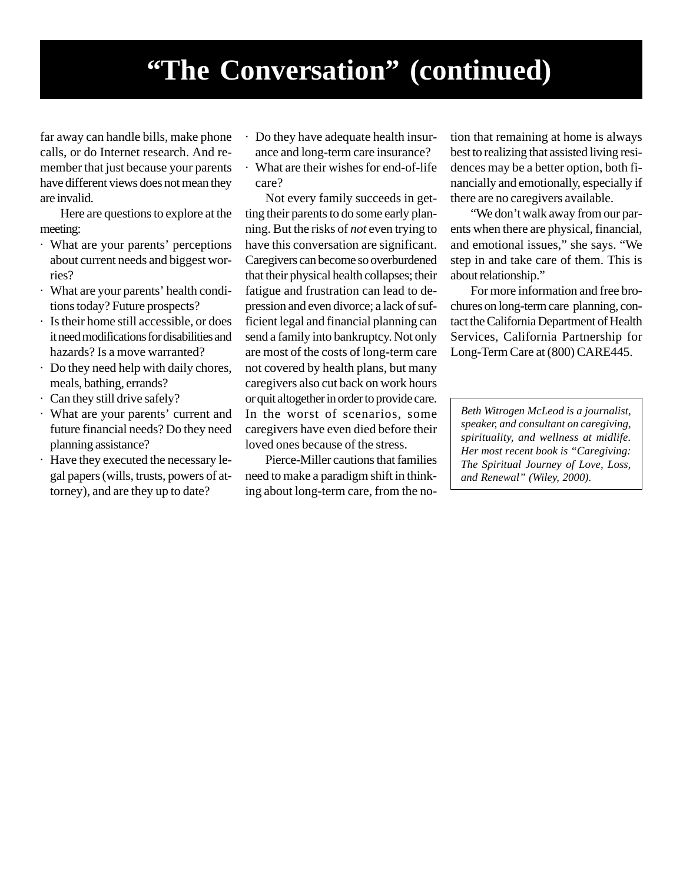# "The Conversation" (continued)

far away can handle bills, make phone calls, or do Internet research. And remember that just because your parents have different views does not mean they are invalid.

Here are questions to explore at the meeting:

- What are your parents' perceptions about current needs and biggest worries?
- What are your parents' health conditions today? Future prospects?
- Is their home still accessible, or does it need modifications for disabilities and hazards? Is a move warranted?
- Do they need help with daily chores, meals, bathing, errands?
- Can they still drive safely?
- What are your parents' current and future financial needs? Do they need planning assistance?
- Have they executed the necessary legal papers (wills, trusts, powers of attorney), and are they up to date?
- Do they have adequate health insurance and long-term care insurance?
- What are their wishes for end-of-life care?

Not every family succeeds in getting their parents to do some early planning. But the risks of *not* even trying to have this conversation are significant. Caregivers can become so overburdened that their physical health collapses; their fatigue and frustration can lead to depression and even divorce; a lack of sufficient legal and financial planning can send a family into bankruptcy. Not only are most of the costs of long-term care not covered by health plans, but many caregivers also cut back on work hours or quit altogether in order to provide care. In the worst of scenarios, some caregivers have even died before their loved ones because of the stress.

Pierce-Miller cautions that families need to make a paradigm shift in thinking about long-term care, from the notion that remaining at home is always best to realizing that assisted living residences may be a better option, both financially and emotionally, especially if there are no caregivers available.

"We don't walk away from our parents when there are physical, financial, and emotional issues," she says. "We step in and take care of them. This is about relationship."

For more information and free brochures on long-term care planning, contact the California Department of Health Services, California Partnership for Long-Term Care at (800) CARE445.

*Beth Witrogen McLeod is a journalist, speaker, and consultant on caregiving, spirituality, and wellness at midlife. Her most recent book is "Caregiving: The Spiritual Journey of Love, Loss, and Renewal" (Wiley, 2000).*